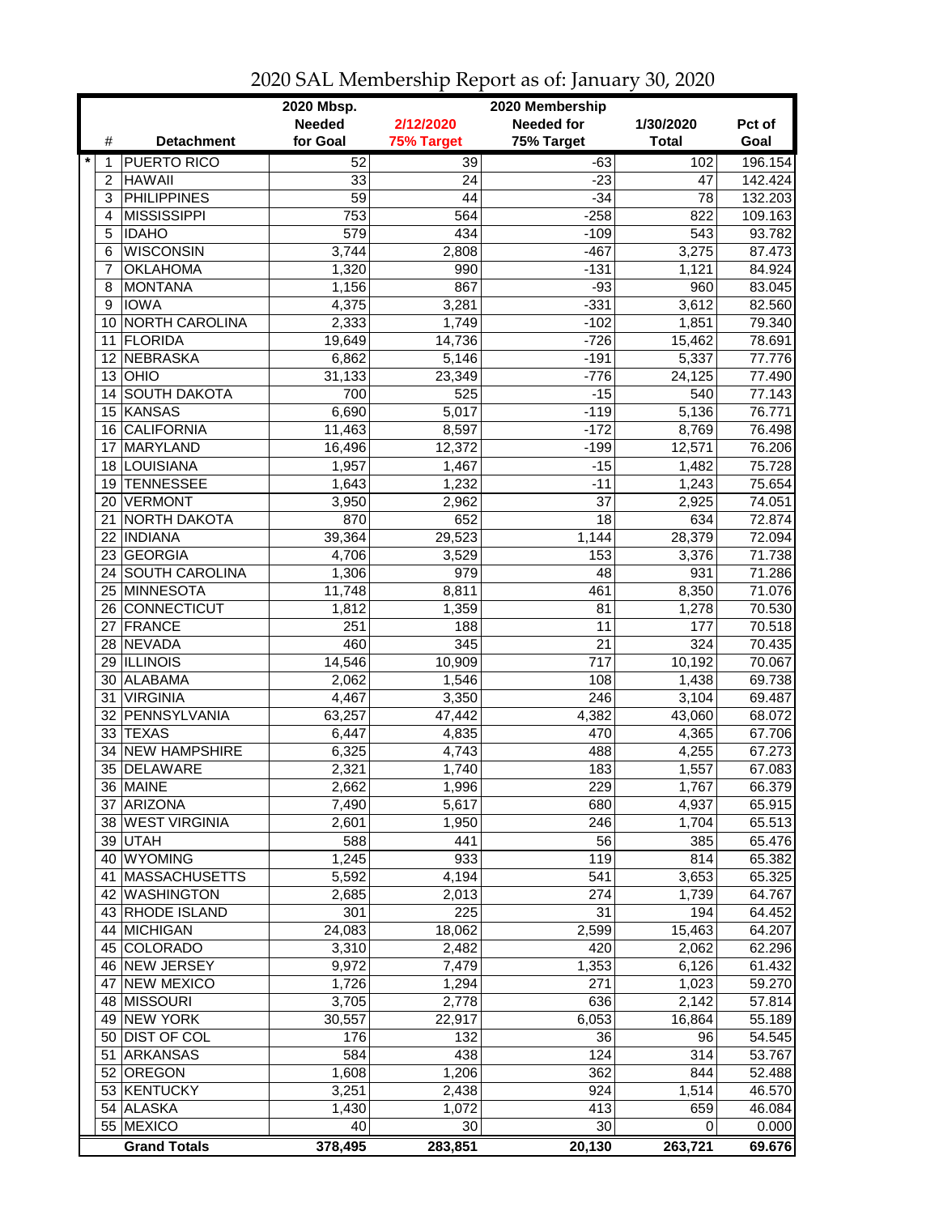# 2020 SAL Membership Report as of: January 30, 2020

| | # | Detachment | 2020 Mbsp. Needed for Goal | 2/12/2020 75% Target | 2020 Membership Needed for 75% Target | 1/30/2020 Total | Pct of Goal |
|---|---|---|---|---|---|---|---|
| * | 1 | PUERTO RICO | 52 | 39 | -63 | 102 | 196.154 |
| | 2 | HAWAII | 33 | 24 | -23 | 47 | 142.424 |
| | 3 | PHILIPPINES | 59 | 44 | -34 | 78 | 132.203 |
| | 4 | MISSISSIPPI | 753 | 564 | -258 | 822 | 109.163 |
| | 5 | IDAHO | 579 | 434 | -109 | 543 | 93.782 |
| | 6 | WISCONSIN | 3,744 | 2,808 | -467 | 3,275 | 87.473 |
| | 7 | OKLAHOMA | 1,320 | 990 | -131 | 1,121 | 84.924 |
| | 8 | MONTANA | 1,156 | 867 | -93 | 960 | 83.045 |
| | 9 | IOWA | 4,375 | 3,281 | -331 | 3,612 | 82.560 |
| | 10 | NORTH CAROLINA | 2,333 | 1,749 | -102 | 1,851 | 79.340 |
| | 11 | FLORIDA | 19,649 | 14,736 | -726 | 15,462 | 78.691 |
| | 12 | NEBRASKA | 6,862 | 5,146 | -191 | 5,337 | 77.776 |
| | 13 | OHIO | 31,133 | 23,349 | -776 | 24,125 | 77.490 |
| | 14 | SOUTH DAKOTA | 700 | 525 | -15 | 540 | 77.143 |
| | 15 | KANSAS | 6,690 | 5,017 | -119 | 5,136 | 76.771 |
| | 16 | CALIFORNIA | 11,463 | 8,597 | -172 | 8,769 | 76.498 |
| | 17 | MARYLAND | 16,496 | 12,372 | -199 | 12,571 | 76.206 |
| | 18 | LOUISIANA | 1,957 | 1,467 | -15 | 1,482 | 75.728 |
| | 19 | TENNESSEE | 1,643 | 1,232 | -11 | 1,243 | 75.654 |
| | 20 | VERMONT | 3,950 | 2,962 | 37 | 2,925 | 74.051 |
| | 21 | NORTH DAKOTA | 870 | 652 | 18 | 634 | 72.874 |
| | 22 | INDIANA | 39,364 | 29,523 | 1,144 | 28,379 | 72.094 |
| | 23 | GEORGIA | 4,706 | 3,529 | 153 | 3,376 | 71.738 |
| | 24 | SOUTH CAROLINA | 1,306 | 979 | 48 | 931 | 71.286 |
| | 25 | MINNESOTA | 11,748 | 8,811 | 461 | 8,350 | 71.076 |
| | 26 | CONNECTICUT | 1,812 | 1,359 | 81 | 1,278 | 70.530 |
| | 27 | FRANCE | 251 | 188 | 11 | 177 | 70.518 |
| | 28 | NEVADA | 460 | 345 | 21 | 324 | 70.435 |
| | 29 | ILLINOIS | 14,546 | 10,909 | 717 | 10,192 | 70.067 |
| | 30 | ALABAMA | 2,062 | 1,546 | 108 | 1,438 | 69.738 |
| | 31 | VIRGINIA | 4,467 | 3,350 | 246 | 3,104 | 69.487 |
| | 32 | PENNSYLVANIA | 63,257 | 47,442 | 4,382 | 43,060 | 68.072 |
| | 33 | TEXAS | 6,447 | 4,835 | 470 | 4,365 | 67.706 |
| | 34 | NEW HAMPSHIRE | 6,325 | 4,743 | 488 | 4,255 | 67.273 |
| | 35 | DELAWARE | 2,321 | 1,740 | 183 | 1,557 | 67.083 |
| | 36 | MAINE | 2,662 | 1,996 | 229 | 1,767 | 66.379 |
| | 37 | ARIZONA | 7,490 | 5,617 | 680 | 4,937 | 65.915 |
| | 38 | WEST VIRGINIA | 2,601 | 1,950 | 246 | 1,704 | 65.513 |
| | 39 | UTAH | 588 | 441 | 56 | 385 | 65.476 |
| | 40 | WYOMING | 1,245 | 933 | 119 | 814 | 65.382 |
| | 41 | MASSACHUSETTS | 5,592 | 4,194 | 541 | 3,653 | 65.325 |
| | 42 | WASHINGTON | 2,685 | 2,013 | 274 | 1,739 | 64.767 |
| | 43 | RHODE ISLAND | 301 | 225 | 31 | 194 | 64.452 |
| | 44 | MICHIGAN | 24,083 | 18,062 | 2,599 | 15,463 | 64.207 |
| | 45 | COLORADO | 3,310 | 2,482 | 420 | 2,062 | 62.296 |
| | 46 | NEW JERSEY | 9,972 | 7,479 | 1,353 | 6,126 | 61.432 |
| | 47 | NEW MEXICO | 1,726 | 1,294 | 271 | 1,023 | 59.270 |
| | 48 | MISSOURI | 3,705 | 2,778 | 636 | 2,142 | 57.814 |
| | 49 | NEW YORK | 30,557 | 22,917 | 6,053 | 16,864 | 55.189 |
| | 50 | DIST OF COL | 176 | 132 | 36 | 96 | 54.545 |
| | 51 | ARKANSAS | 584 | 438 | 124 | 314 | 53.767 |
| | 52 | OREGON | 1,608 | 1,206 | 362 | 844 | 52.488 |
| | 53 | KENTUCKY | 3,251 | 2,438 | 924 | 1,514 | 46.570 |
| | 54 | ALASKA | 1,430 | 1,072 | 413 | 659 | 46.084 |
| | 55 | MEXICO | 40 | 30 | 30 | 0 | 0.000 |
| | | **Grand Totals** | **378,495** | **283,851** | **20,130** | **263,721** | **69.676** |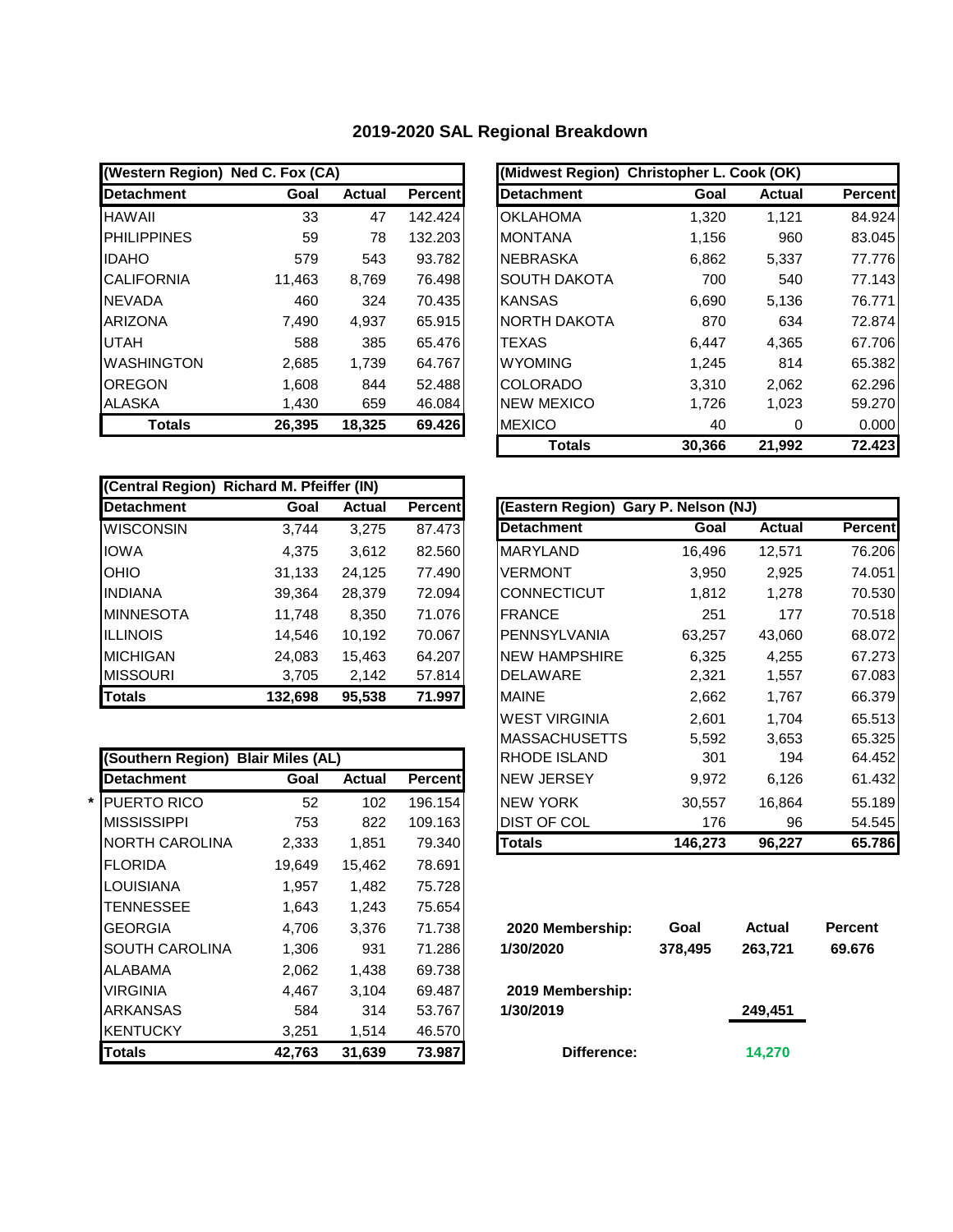## 2019-2020 SAL Regional Breakdown

| (Western Region) Ned C. Fox (CA) | | | |
|---|---|---|---|
| **Detachment** | **Goal** | **Actual** | **Percent** |
| HAWAII | 33 | 47 | 142.424 |
| PHILIPPINES | 59 | 78 | 132.203 |
| IDAHO | 579 | 543 | 93.782 |
| CALIFORNIA | 11,463 | 8,769 | 76.498 |
| NEVADA | 460 | 324 | 70.435 |
| ARIZONA | 7,490 | 4,937 | 65.915 |
| UTAH | 588 | 385 | 65.476 |
| WASHINGTON | 2,685 | 1,739 | 64.767 |
| OREGON | 1,608 | 844 | 52.488 |
| ALASKA | 1,430 | 659 | 46.084 |
| **Totals** | **26,395** | **18,325** | **69.426** |

| (Midwest Region) Christopher L. Cook (OK) | | | |
|---|---|---|---|
| **Detachment** | **Goal** | **Actual** | **Percent** |
| OKLAHOMA | 1,320 | 1,121 | 84.924 |
| MONTANA | 1,156 | 960 | 83.045 |
| NEBRASKA | 6,862 | 5,337 | 77.776 |
| SOUTH DAKOTA | 700 | 540 | 77.143 |
| KANSAS | 6,690 | 5,136 | 76.771 |
| NORTH DAKOTA | 870 | 634 | 72.874 |
| TEXAS | 6,447 | 4,365 | 67.706 |
| WYOMING | 1,245 | 814 | 65.382 |
| COLORADO | 3,310 | 2,062 | 62.296 |
| NEW MEXICO | 1,726 | 1,023 | 59.270 |
| MEXICO | 40 | 0 | 0.000 |
| **Totals** | **30,366** | **21,992** | **72.423** |

| (Central Region) Richard M. Pfeiffer (IN) | | | |
|---|---|---|---|
| **Detachment** | **Goal** | **Actual** | **Percent** |
| WISCONSIN | 3,744 | 3,275 | 87.473 |
| IOWA | 4,375 | 3,612 | 82.560 |
| OHIO | 31,133 | 24,125 | 77.490 |
| INDIANA | 39,364 | 28,379 | 72.094 |
| MINNESOTA | 11,748 | 8,350 | 71.076 |
| ILLINOIS | 14,546 | 10,192 | 70.067 |
| MICHIGAN | 24,083 | 15,463 | 64.207 |
| MISSOURI | 3,705 | 2,142 | 57.814 |
| **Totals** | **132,698** | **95,538** | **71.997** |

| (Eastern Region) Gary P. Nelson (NJ) | | | |
|---|---|---|---|
| **Detachment** | **Goal** | **Actual** | **Percent** |
| MARYLAND | 16,496 | 12,571 | 76.206 |
| VERMONT | 3,950 | 2,925 | 74.051 |
| CONNECTICUT | 1,812 | 1,278 | 70.530 |
| FRANCE | 251 | 177 | 70.518 |
| PENNSYLVANIA | 63,257 | 43,060 | 68.072 |
| NEW HAMPSHIRE | 6,325 | 4,255 | 67.273 |
| DELAWARE | 2,321 | 1,557 | 67.083 |
| MAINE | 2,662 | 1,767 | 66.379 |
| WEST VIRGINIA | 2,601 | 1,704 | 65.513 |
| MASSACHUSETTS | 5,592 | 3,653 | 65.325 |
| RHODE ISLAND | 301 | 194 | 64.452 |
| NEW JERSEY | 9,972 | 6,126 | 61.432 |
| NEW YORK | 30,557 | 16,864 | 55.189 |
| DIST OF COL | 176 | 96 | 54.545 |
| **Totals** | **146,273** | **96,227** | **65.786** |

| (Southern Region) Blair Miles (AL) | | | |
|---|---|---|---|
| **Detachment** | **Goal** | **Actual** | **Percent** |
| * PUERTO RICO | 52 | 102 | 196.154 |
| MISSISSIPPI | 753 | 822 | 109.163 |
| NORTH CAROLINA | 2,333 | 1,851 | 79.340 |
| FLORIDA | 19,649 | 15,462 | 78.691 |
| LOUISIANA | 1,957 | 1,482 | 75.728 |
| TENNESSEE | 1,643 | 1,243 | 75.654 |
| GEORGIA | 4,706 | 3,376 | 71.738 |
| SOUTH CAROLINA | 1,306 | 931 | 71.286 |
| ALABAMA | 2,062 | 1,438 | 69.738 |
| VIRGINIA | 4,467 | 3,104 | 69.487 |
| ARKANSAS | 584 | 314 | 53.767 |
| KENTUCKY | 3,251 | 1,514 | 46.570 |
| **Totals** | **42,763** | **31,639** | **73.987** |

| | | | |
|---|---|---|---|
| **2020 Membership:** | **Goal** | **Actual** | **Percent** |
| **1/30/2020** | **378,495** | **263,721** | **69.676** |
| **2019 Membership:** | | | |
| **1/30/2019** | | **249,451** | |
| **Difference:** | | **14,270** | |